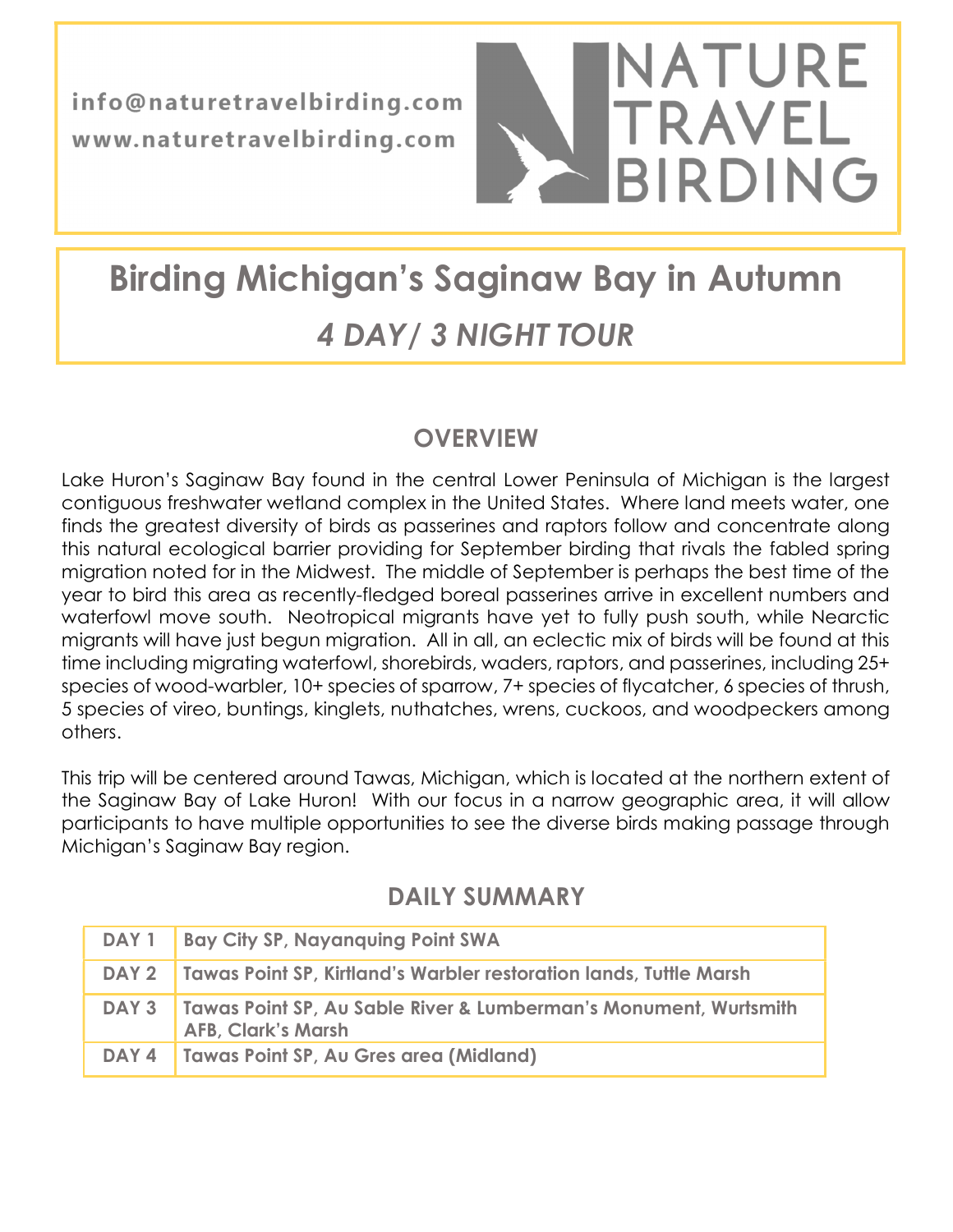info@naturetravelbirding.com
www.naturetravelbirding.com

NATURE TRAVEL BIRDING

# Birding Michigan's Saginaw Bay in Autumn

## *4 DAY/ 3 NIGHT TOUR*

## OVERVIEW

Lake Huron's Saginaw Bay found in the central Lower Peninsula of Michigan is the largest contiguous freshwater wetland complex in the United States. Where land meets water, one finds the greatest diversity of birds as passerines and raptors follow and concentrate along this natural ecological barrier providing for September birding that rivals the fabled spring migration noted for in the Midwest. The middle of September is perhaps the best time of the year to bird this area as recently-fledged boreal passerines arrive in excellent numbers and waterfowl move south. Neotropical migrants have yet to fully push south, while Nearctic migrants will have just begun migration. All in all, an eclectic mix of birds will be found at this time including migrating waterfowl, shorebirds, waders, raptors, and passerines, including 25+ species of wood-warbler, 10+ species of sparrow, 7+ species of flycatcher, 6 species of thrush, 5 species of vireo, buntings, kinglets, nuthatches, wrens, cuckoos, and woodpeckers among others.

This trip will be centered around Tawas, Michigan, which is located at the northern extent of the Saginaw Bay of Lake Huron! With our focus in a narrow geographic area, it will allow participants to have multiple opportunities to see the diverse birds making passage through Michigan's Saginaw Bay region.

## DAILY SUMMARY

| | |
|---|---|
| **DAY 1** | **Bay City SP, Nayanquing Point SWA** |
| **DAY 2** | **Tawas Point SP, Kirtland's Warbler restoration lands, Tuttle Marsh** |
| **DAY 3** | **Tawas Point SP, Au Sable River & Lumberman's Monument, Wurtsmith AFB, Clark's Marsh** |
| **DAY 4** | **Tawas Point SP, Au Gres area (Midland)** |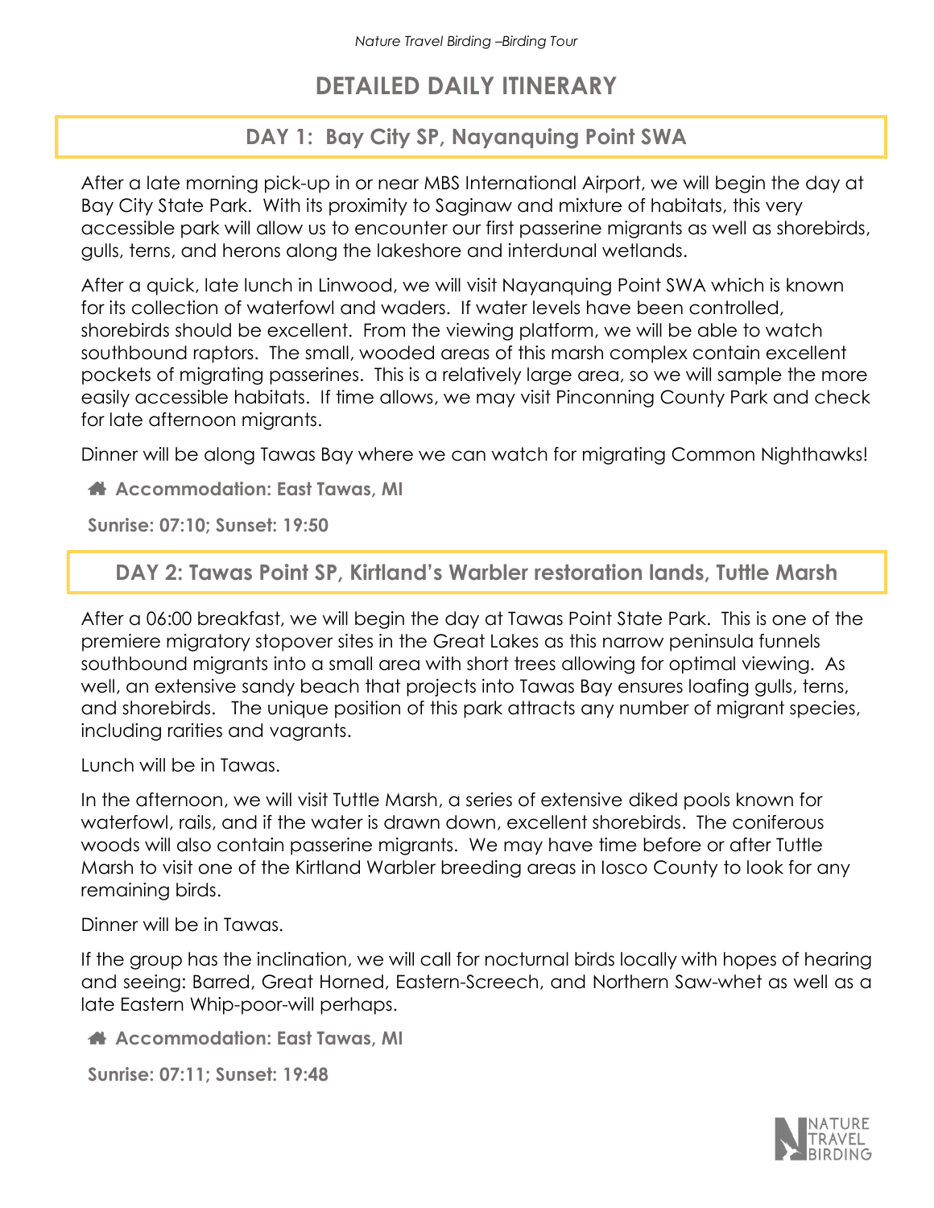# DETAILED DAILY ITINERARY

## DAY 1: Bay City SP, Nayanquing Point SWA

After a late morning pick-up in or near MBS International Airport, we will begin the day at Bay City State Park. With its proximity to Saginaw and mixture of habitats, this very accessible park will allow us to encounter our first passerine migrants as well as shorebirds, gulls, terns, and herons along the lakeshore and interdunal wetlands.

After a quick, late lunch in Linwood, we will visit Nayanquing Point SWA which is known for its collection of waterfowl and waders. If water levels have been controlled, shorebirds should be excellent. From the viewing platform, we will be able to watch southbound raptors. The small, wooded areas of this marsh complex contain excellent pockets of migrating passerines. This is a relatively large area, so we will sample the more easily accessible habitats. If time allows, we may visit Pinconning County Park and check for late afternoon migrants.

Dinner will be along Tawas Bay where we can watch for migrating Common Nighthawks!

**Accommodation: East Tawas, MI**

**Sunrise: 07:10; Sunset: 19:50**

## DAY 2: Tawas Point SP, Kirtland's Warbler restoration lands, Tuttle Marsh

After a 06:00 breakfast, we will begin the day at Tawas Point State Park. This is one of the premiere migratory stopover sites in the Great Lakes as this narrow peninsula funnels southbound migrants into a small area with short trees allowing for optimal viewing. As well, an extensive sandy beach that projects into Tawas Bay ensures loafing gulls, terns, and shorebirds. The unique position of this park attracts any number of migrant species, including rarities and vagrants.

Lunch will be in Tawas.

In the afternoon, we will visit Tuttle Marsh, a series of extensive diked pools known for waterfowl, rails, and if the water is drawn down, excellent shorebirds. The coniferous woods will also contain passerine migrants. We may have time before or after Tuttle Marsh to visit one of the Kirtland Warbler breeding areas in Iosco County to look for any remaining birds.

Dinner will be in Tawas.

If the group has the inclination, we will call for nocturnal birds locally with hopes of hearing and seeing: Barred, Great Horned, Eastern-Screech, and Northern Saw-whet as well as a late Eastern Whip-poor-will perhaps.

**Accommodation: East Tawas, MI**

**Sunrise: 07:11; Sunset: 19:48**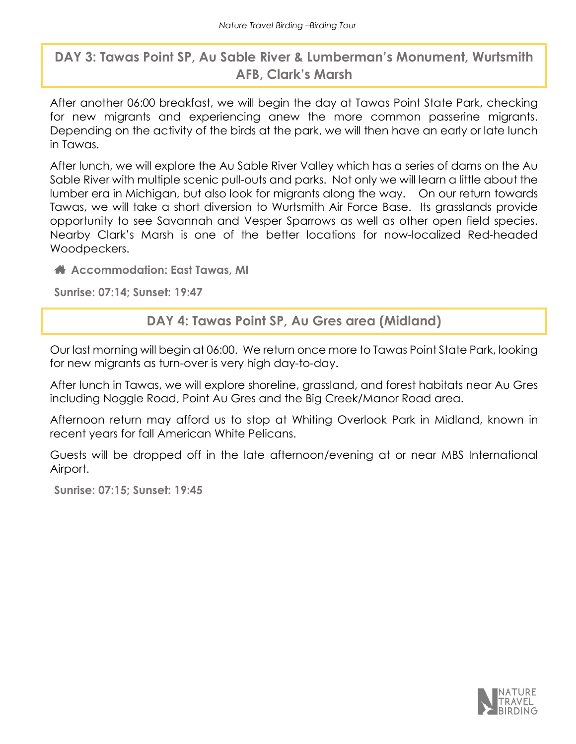## DAY 3: Tawas Point SP, Au Sable River & Lumberman's Monument, Wurtsmith AFB, Clark's Marsh

After another 06:00 breakfast, we will begin the day at Tawas Point State Park, checking for new migrants and experiencing anew the more common passerine migrants. Depending on the activity of the birds at the park, we will then have an early or late lunch in Tawas.

After lunch, we will explore the Au Sable River Valley which has a series of dams on the Au Sable River with multiple scenic pull-outs and parks. Not only we will learn a little about the lumber era in Michigan, but also look for migrants along the way. On our return towards Tawas, we will take a short diversion to Wurtsmith Air Force Base. Its grasslands provide opportunity to see Savannah and Vesper Sparrows as well as other open field species. Nearby Clark's Marsh is one of the better locations for now-localized Red-headed Woodpeckers.

**Accommodation: East Tawas, MI**

**Sunrise: 07:14; Sunset: 19:47**

## DAY 4: Tawas Point SP, Au Gres area (Midland)

Our last morning will begin at 06:00. We return once more to Tawas Point State Park, looking for new migrants as turn-over is very high day-to-day.

After lunch in Tawas, we will explore shoreline, grassland, and forest habitats near Au Gres including Noggle Road, Point Au Gres and the Big Creek/Manor Road area.

Afternoon return may afford us to stop at Whiting Overlook Park in Midland, known in recent years for fall American White Pelicans.

Guests will be dropped off in the late afternoon/evening at or near MBS International Airport.

**Sunrise: 07:15; Sunset: 19:45**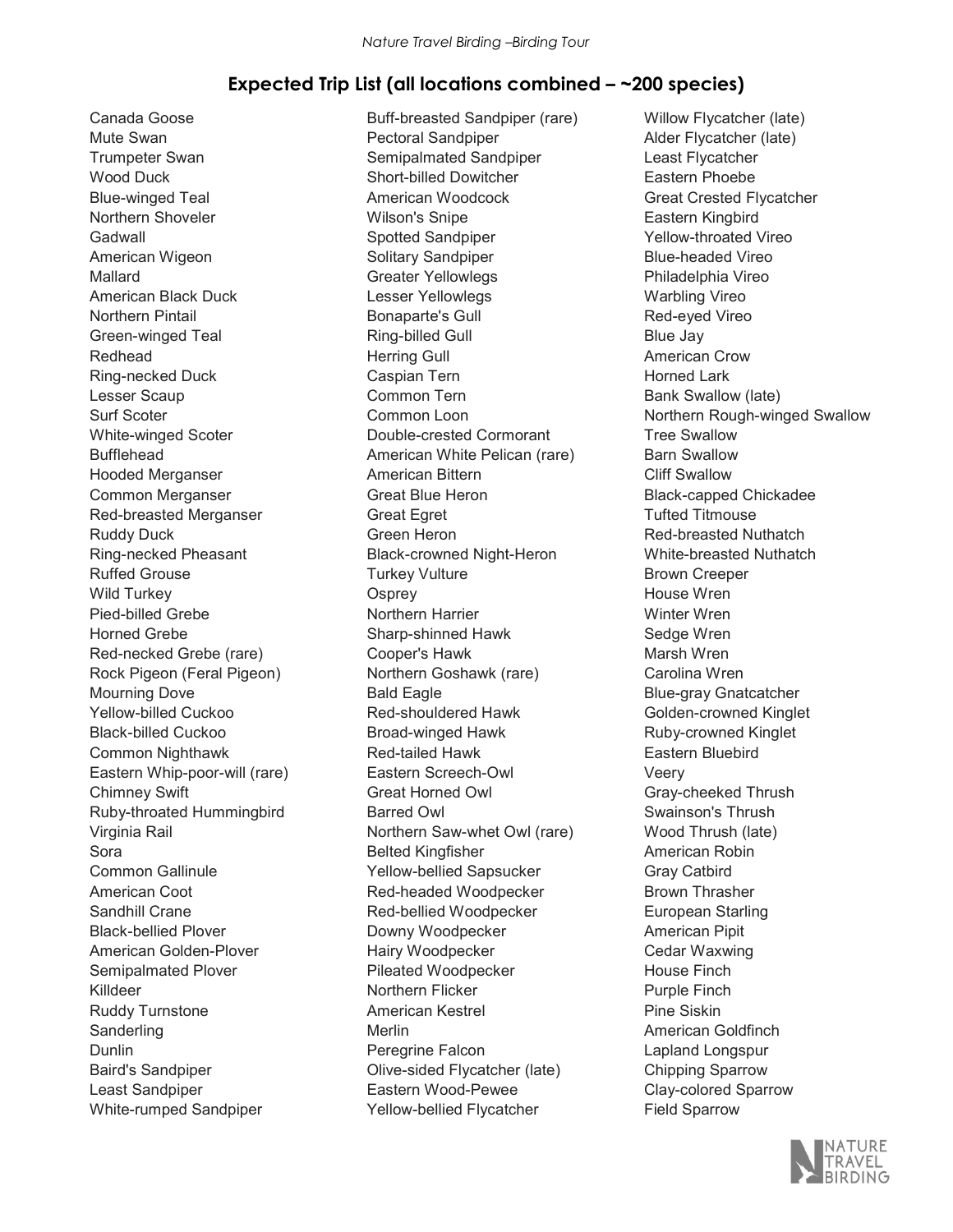## Expected Trip List (all locations combined – ~200 species)

Canada Goose
Mute Swan
Trumpeter Swan
Wood Duck
Blue-winged Teal
Northern Shoveler
Gadwall
American Wigeon
Mallard
American Black Duck
Northern Pintail
Green-winged Teal
Redhead
Ring-necked Duck
Lesser Scaup
Surf Scoter
White-winged Scoter
Bufflehead
Hooded Merganser
Common Merganser
Red-breasted Merganser
Ruddy Duck
Ring-necked Pheasant
Ruffed Grouse
Wild Turkey
Pied-billed Grebe
Horned Grebe
Red-necked Grebe (rare)
Rock Pigeon (Feral Pigeon)
Mourning Dove
Yellow-billed Cuckoo
Black-billed Cuckoo
Common Nighthawk
Eastern Whip-poor-will (rare)
Chimney Swift
Ruby-throated Hummingbird
Virginia Rail
Sora
Common Gallinule
American Coot
Sandhill Crane
Black-bellied Plover
American Golden-Plover
Semipalmated Plover
Killdeer
Ruddy Turnstone
Sanderling
Dunlin
Baird's Sandpiper
Least Sandpiper
White-rumped Sandpiper
Buff-breasted Sandpiper (rare)
Pectoral Sandpiper
Semipalmated Sandpiper
Short-billed Dowitcher
American Woodcock
Wilson's Snipe
Spotted Sandpiper
Solitary Sandpiper
Greater Yellowlegs
Lesser Yellowlegs
Bonaparte's Gull
Ring-billed Gull
Herring Gull
Caspian Tern
Common Tern
Common Loon
Double-crested Cormorant
American White Pelican (rare)
American Bittern
Great Blue Heron
Great Egret
Green Heron
Black-crowned Night-Heron
Turkey Vulture
Osprey
Northern Harrier
Sharp-shinned Hawk
Cooper's Hawk
Northern Goshawk (rare)
Bald Eagle
Red-shouldered Hawk
Broad-winged Hawk
Red-tailed Hawk
Eastern Screech-Owl
Great Horned Owl
Barred Owl
Northern Saw-whet Owl (rare)
Belted Kingfisher
Yellow-bellied Sapsucker
Red-headed Woodpecker
Red-bellied Woodpecker
Downy Woodpecker
Hairy Woodpecker
Pileated Woodpecker
Northern Flicker
American Kestrel
Merlin
Peregrine Falcon
Olive-sided Flycatcher (late)
Eastern Wood-Pewee
Yellow-bellied Flycatcher
Willow Flycatcher (late)
Alder Flycatcher (late)
Least Flycatcher
Eastern Phoebe
Great Crested Flycatcher
Eastern Kingbird
Yellow-throated Vireo
Blue-headed Vireo
Philadelphia Vireo
Warbling Vireo
Red-eyed Vireo
Blue Jay
American Crow
Horned Lark
Bank Swallow (late)
Northern Rough-winged Swallow
Tree Swallow
Barn Swallow
Cliff Swallow
Black-capped Chickadee
Tufted Titmouse
Red-breasted Nuthatch
White-breasted Nuthatch
Brown Creeper
House Wren
Winter Wren
Sedge Wren
Marsh Wren
Carolina Wren
Blue-gray Gnatcatcher
Golden-crowned Kinglet
Ruby-crowned Kinglet
Eastern Bluebird
Veery
Gray-cheeked Thrush
Swainson's Thrush
Wood Thrush (late)
American Robin
Gray Catbird
Brown Thrasher
European Starling
American Pipit
Cedar Waxwing
House Finch
Purple Finch
Pine Siskin
American Goldfinch
Lapland Longspur
Chipping Sparrow
Clay-colored Sparrow
Field Sparrow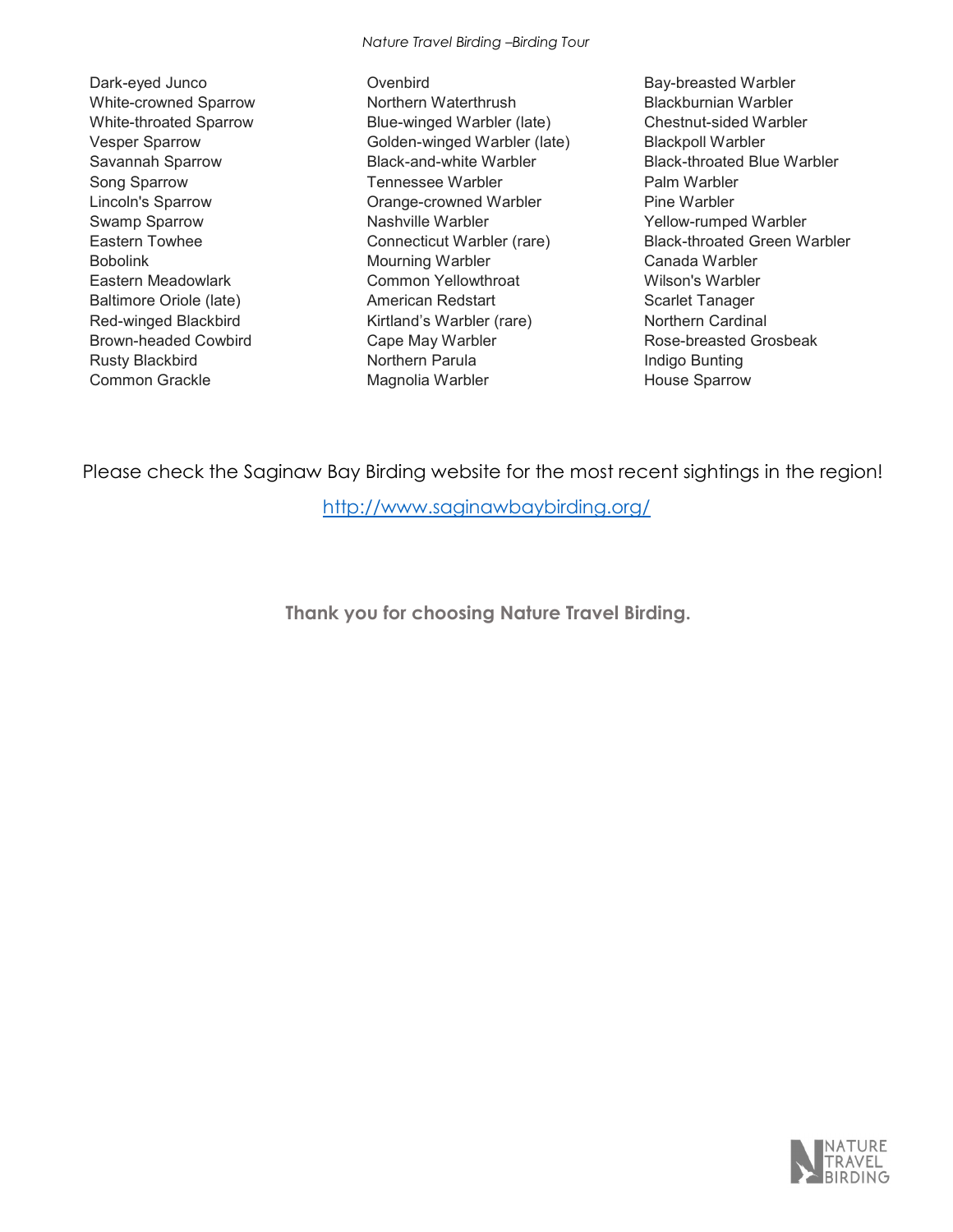Dark-eyed Junco
White-crowned Sparrow
White-throated Sparrow
Vesper Sparrow
Savannah Sparrow
Song Sparrow
Lincoln's Sparrow
Swamp Sparrow
Eastern Towhee
Bobolink
Eastern Meadowlark
Baltimore Oriole (late)
Red-winged Blackbird
Brown-headed Cowbird
Rusty Blackbird
Common Grackle
Ovenbird
Northern Waterthrush
Blue-winged Warbler (late)
Golden-winged Warbler (late)
Black-and-white Warbler
Tennessee Warbler
Orange-crowned Warbler
Nashville Warbler
Connecticut Warbler (rare)
Mourning Warbler
Common Yellowthroat
American Redstart
Kirtland's Warbler (rare)
Cape May Warbler
Northern Parula
Magnolia Warbler
Bay-breasted Warbler
Blackburnian Warbler
Chestnut-sided Warbler
Blackpoll Warbler
Black-throated Blue Warbler
Palm Warbler
Pine Warbler
Yellow-rumped Warbler
Black-throated Green Warbler
Canada Warbler
Wilson's Warbler
Scarlet Tanager
Northern Cardinal
Rose-breasted Grosbeak
Indigo Bunting
House Sparrow

Please check the Saginaw Bay Birding website for the most recent sightings in the region!

http://www.saginawbaybirding.org/

**Thank you for choosing Nature Travel Birding.**